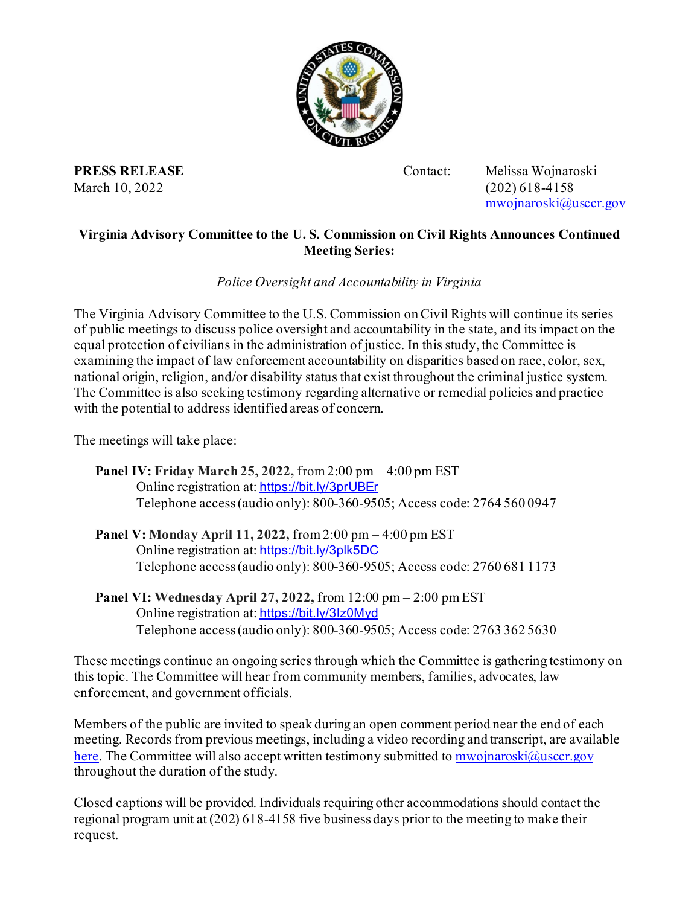**PRESS RELEASE**
March 10, 2022

Contact: Melissa Wojnaroski
(202) 618-4158
mwojnaroski@usccr.gov

## Virginia Advisory Committee to the U. S. Commission on Civil Rights Announces Continued Meeting Series:

*Police Oversight and Accountability in Virginia*

The Virginia Advisory Committee to the U.S. Commission on Civil Rights will continue its series of public meetings to discuss police oversight and accountability in the state, and its impact on the equal protection of civilians in the administration of justice. In this study, the Committee is examining the impact of law enforcement accountability on disparities based on race, color, sex, national origin, religion, and/or disability status that exist throughout the criminal justice system. The Committee is also seeking testimony regarding alternative or remedial policies and practice with the potential to address identified areas of concern.

The meetings will take place:

**Panel IV: Friday March 25, 2022,** from 2:00 pm – 4:00 pm EST
Online registration at: https://bit.ly/3prUBEr
Telephone access (audio only): 800-360-9505; Access code: 2764 560 0947

**Panel V: Monday April 11, 2022,** from 2:00 pm – 4:00 pm EST
Online registration at: https://bit.ly/3plk5DC
Telephone access (audio only): 800-360-9505; Access code: 2760 681 1173

**Panel VI: Wednesday April 27, 2022,** from 12:00 pm – 2:00 pm EST
Online registration at: https://bit.ly/3lz0Myd
Telephone access (audio only): 800-360-9505; Access code: 2763 362 5630

These meetings continue an ongoing series through which the Committee is gathering testimony on this topic. The Committee will hear from community members, families, advocates, law enforcement, and government officials.

Members of the public are invited to speak during an open comment period near the end of each meeting. Records from previous meetings, including a video recording and transcript, are available here. The Committee will also accept written testimony submitted to mwojnaroski@usccr.gov throughout the duration of the study.

Closed captions will be provided. Individuals requiring other accommodations should contact the regional program unit at (202) 618-4158 five business days prior to the meeting to make their request.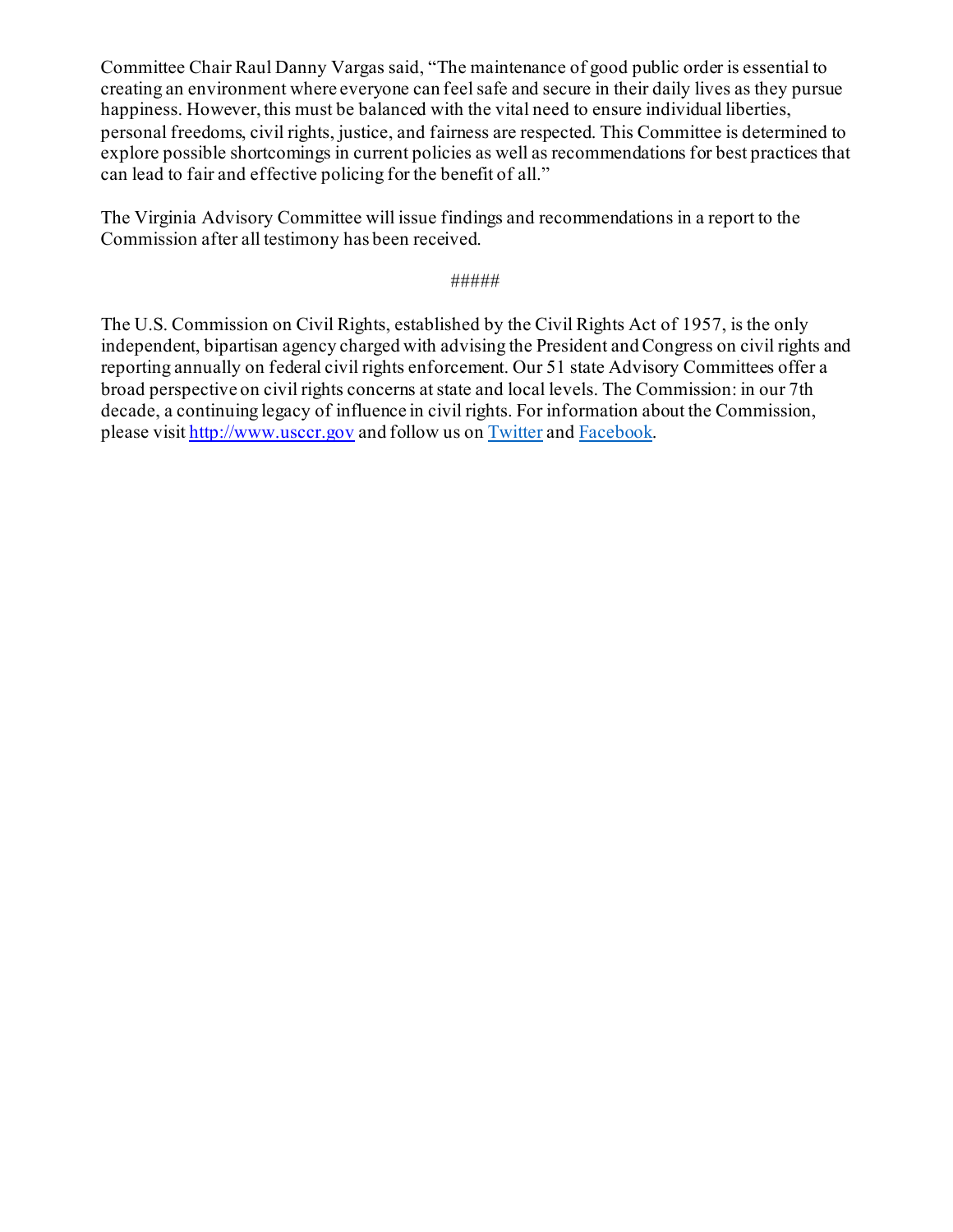Committee Chair Raul Danny Vargas said, “The maintenance of good public order is essential to creating an environment where everyone can feel safe and secure in their daily lives as they pursue happiness. However, this must be balanced with the vital need to ensure individual liberties, personal freedoms, civil rights, justice, and fairness are respected. This Committee is determined to explore possible shortcomings in current policies as well as recommendations for best practices that can lead to fair and effective policing for the benefit of all.”

The Virginia Advisory Committee will issue findings and recommendations in a report to the Commission after all testimony has been received.

#####

The U.S. Commission on Civil Rights, established by the Civil Rights Act of 1957, is the only independent, bipartisan agency charged with advising the President and Congress on civil rights and reporting annually on federal civil rights enforcement. Our 51 state Advisory Committees offer a broad perspective on civil rights concerns at state and local levels. The Commission: in our 7th decade, a continuing legacy of influence in civil rights. For information about the Commission, please visit [http://www.usccr.gov](http://www.usccr.gov) and follow us on Twitter and Facebook.